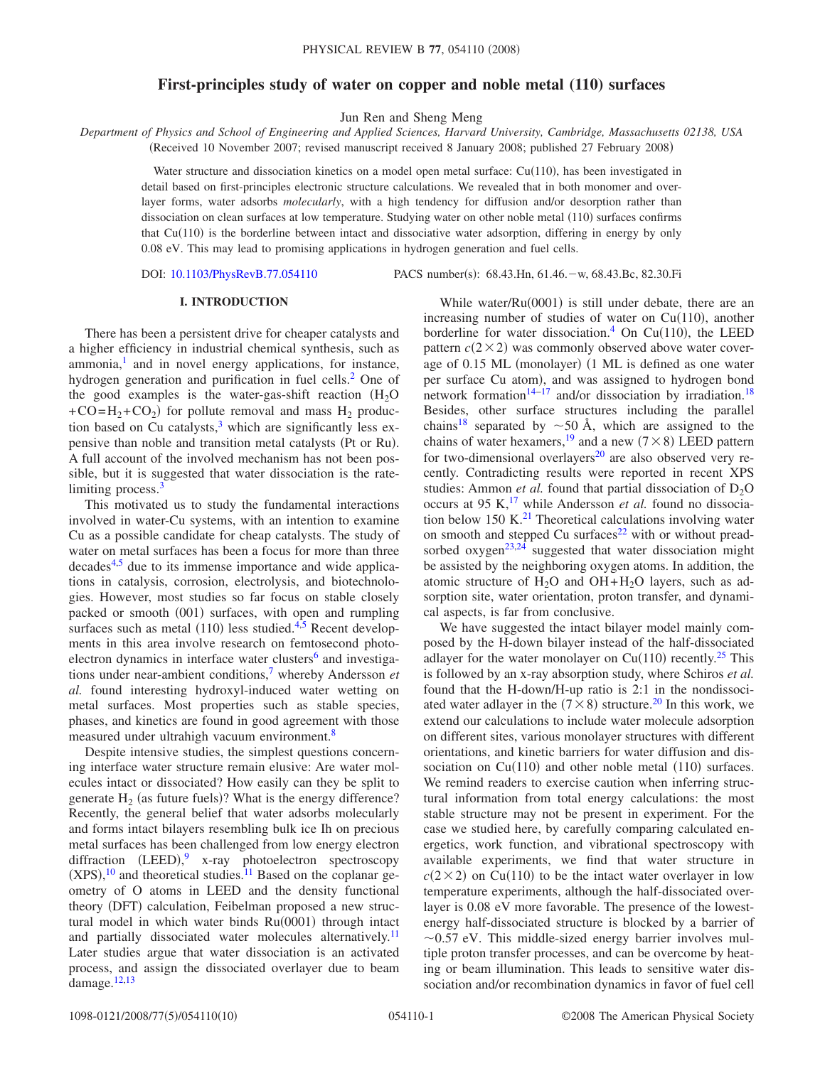# First-principles study of water on copper and noble metal (110) surfaces

Jun Ren and Sheng Meng

*Department of Physics and School of Engineering and Applied Sciences, Harvard University, Cambridge, Massachusetts 02138, USA*

(Received 10 November 2007; revised manuscript received 8 January 2008; published 27 February 2008)

Water structure and dissociation kinetics on a model open metal surface: Cu(110), has been investigated in detail based on first-principles electronic structure calculations. We revealed that in both monomer and overlayer forms, water adsorbs *molecularly*, with a high tendency for diffusion and/or desorption rather than dissociation on clean surfaces at low temperature. Studying water on other noble metal (110) surfaces confirms that Cu(110) is the borderline between intact and dissociative water adsorption, differing in energy by only 0.08 eV. This may lead to promising applications in hydrogen generation and fuel cells.

DOI: 10.1103/PhysRevB.77.054110    PACS number(s): 68.43.Hn, 61.46.−w, 68.43.Bc, 82.30.Fi

## I. INTRODUCTION

There has been a persistent drive for cheaper catalysts and a higher efficiency in industrial chemical synthesis, such as ammonia,[1] and in novel energy applications, for instance, hydrogen generation and purification in fuel cells.[2] One of the good examples is the water-gas-shift reaction ($H_2O + CO = H_2 + CO_2$) for pollute removal and mass $H_2$ production based on Cu catalysts,[3] which are significantly less expensive than noble and transition metal catalysts (Pt or Ru). A full account of the involved mechanism has not been possible, but it is suggested that water dissociation is the rate-limiting process.[3]

This motivated us to study the fundamental interactions involved in water-Cu systems, with an intention to examine Cu as a possible candidate for cheap catalysts. The study of water on metal surfaces has been a focus for more than three decades[4,5] due to its immense importance and wide applications in catalysis, corrosion, electrolysis, and biotechnologies. However, most studies so far focus on stable closely packed or smooth (001) surfaces, with open and rumpling surfaces such as metal (110) less studied.[4,5] Recent developments in this area involve research on femtosecond photoelectron dynamics in interface water clusters[6] and investigations under near-ambient conditions,[7] whereby Andersson *et al.* found interesting hydroxyl-induced water wetting on metal surfaces. Most properties such as stable species, phases, and kinetics are found in good agreement with those measured under ultrahigh vacuum environment.[8]

Despite intensive studies, the simplest questions concerning interface water structure remain elusive: Are water molecules intact or dissociated? How easily can they be split to generate $H_2$ (as future fuels)? What is the energy difference? Recently, the general belief that water adsorbs molecularly and forms intact bilayers resembling bulk ice Ih on precious metal surfaces has been challenged from low energy electron diffraction (LEED),[9] x-ray photoelectron spectroscopy (XPS),[10] and theoretical studies.[11] Based on the coplanar geometry of O atoms in LEED and the density functional theory (DFT) calculation, Feibelman proposed a new structural model in which water binds Ru(0001) through intact and partially dissociated water molecules alternatively.[11] Later studies argue that water dissociation is an activated process, and assign the dissociated overlayer due to beam damage.[12,13]

While water/Ru(0001) is still under debate, there are an increasing number of studies of water on Cu(110), another borderline for water dissociation.[4] On Cu(110), the LEED pattern $c(2\times2)$ was commonly observed above water coverage of 0.15 ML (monolayer) (1 ML is defined as one water per surface Cu atom), and was assigned to hydrogen bond network formation[14–17] and/or dissociation by irradiation.[18] Besides, other surface structures including the parallel chains[18] separated by ~50 Å, which are assigned to the chains of water hexamers,[19] and a new $(7\times8)$ LEED pattern for two-dimensional overlayers[20] are also observed very recently. Contradicting results were reported in recent XPS studies: Ammon *et al.* found that partial dissociation of $D_2O$ occurs at 95 K,[17] while Andersson *et al.* found no dissociation below 150 K.[21] Theoretical calculations involving water on smooth and stepped Cu surfaces[22] with or without preadsorbed oxygen[23,24] suggested that water dissociation might be assisted by the neighboring oxygen atoms. In addition, the atomic structure of $H_2O$ and $OH+H_2O$ layers, such as adsorption site, water orientation, proton transfer, and dynamical aspects, is far from conclusive.

We have suggested the intact bilayer model mainly composed by the H-down bilayer instead of the half-dissociated adlayer for the water monolayer on Cu(110) recently.[25] This is followed by an x-ray absorption study, where Schiros *et al.* found that the H-down/H-up ratio is 2:1 in the nondissociated water adlayer in the $(7\times8)$ structure.[20] In this work, we extend our calculations to include water molecule adsorption on different sites, various monolayer structures with different orientations, and kinetic barriers for water diffusion and dissociation on Cu(110) and other noble metal (110) surfaces. We remind readers to exercise caution when inferring structural information from total energy calculations: the most stable structure may not be present in experiment. For the case we studied here, by carefully comparing calculated energetics, work function, and vibrational spectroscopy with available experiments, we find that water structure in $c(2\times2)$ on Cu(110) to be the intact water overlayer in low temperature experiments, although the half-dissociated overlayer is 0.08 eV more favorable. The presence of the lowest-energy half-dissociated structure is blocked by a barrier of ~0.57 eV. This middle-sized energy barrier involves multiple proton transfer processes, and can be overcome by heating or beam illumination. This leads to sensitive water dissociation and/or recombination dynamics in favor of fuel cell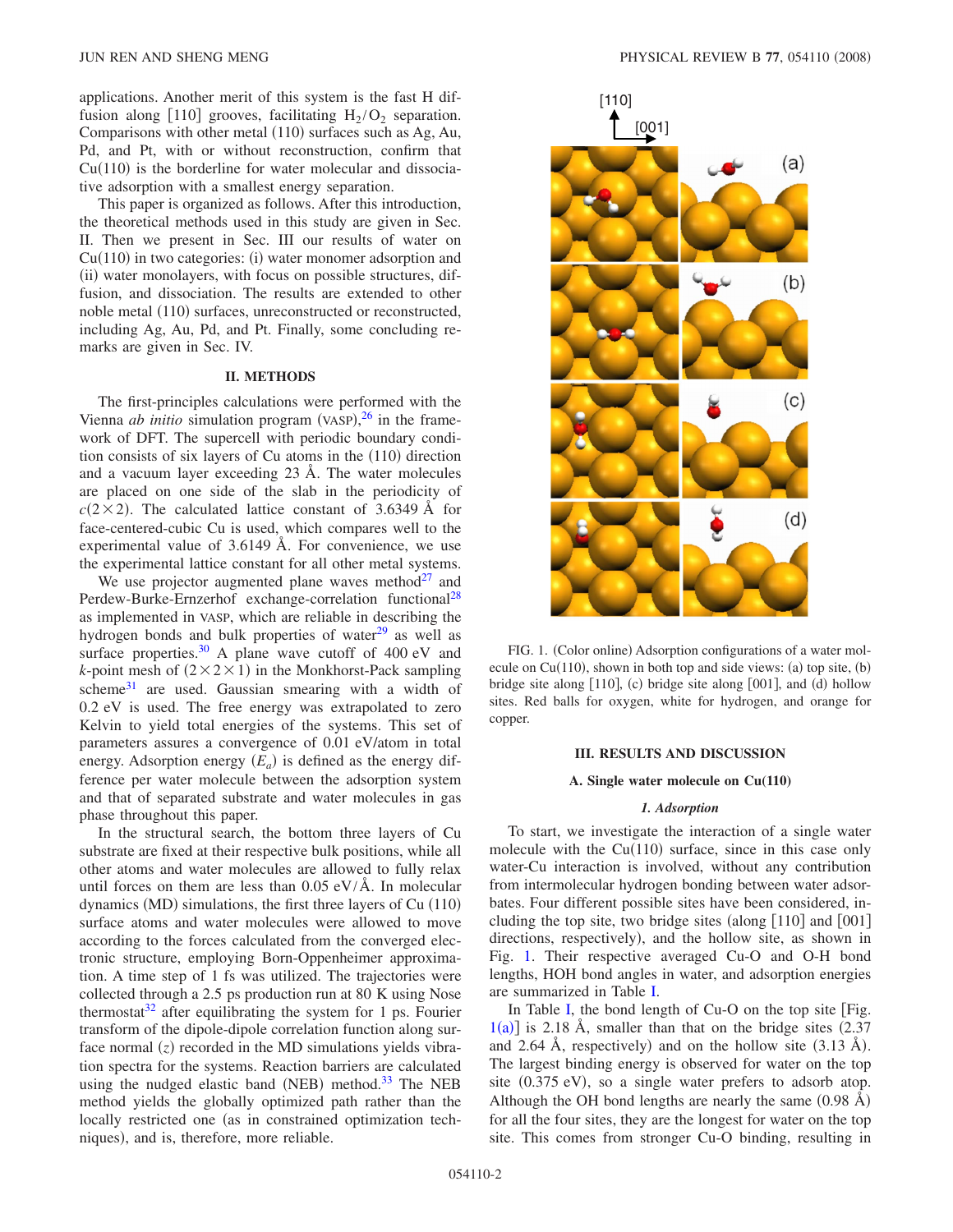applications. Another merit of this system is the fast H diffusion along [110] grooves, facilitating $H_2/O_2$ separation. Comparisons with other metal (110) surfaces such as Ag, Au, Pd, and Pt, with or without reconstruction, confirm that Cu(110) is the borderline for water molecular and dissociative adsorption with a smallest energy separation.

This paper is organized as follows. After this introduction, the theoretical methods used in this study are given in Sec. II. Then we present in Sec. III our results of water on Cu(110) in two categories: (i) water monomer adsorption and (ii) water monolayers, with focus on possible structures, diffusion, and dissociation. The results are extended to other noble metal (110) surfaces, unreconstructed or reconstructed, including Ag, Au, Pd, and Pt. Finally, some concluding remarks are given in Sec. IV.

## II. METHODS

The first-principles calculations were performed with the Vienna *ab initio* simulation program (VASP),[26] in the framework of DFT. The supercell with periodic boundary conditions consists of six layers of Cu atoms in the (110) direction and a vacuum layer exceeding 23 Å. The water molecules are placed on one side of the slab in the periodicity of $c(2\times2)$. The calculated lattice constant of 3.6349 Å for face-centered-cubic Cu is used, which compares well to the experimental value of 3.6149 Å. For convenience, we use the experimental lattice constant for all other metal systems.

We use projector augmented plane waves method[27] and Perdew-Burke-Ernzerhof exchange-correlation functional[28] as implemented in VASP, which are reliable in describing the hydrogen bonds and bulk properties of water[29] as well as surface properties.[30] A plane wave cutoff of 400 eV and $k$-point mesh of $(2\times2\times1)$ in the Monkhorst-Pack sampling scheme[31] are used. Gaussian smearing with a width of 0.2 eV is used. The free energy was extrapolated to zero Kelvin to yield total energies of the systems. This set of parameters assures a convergence of 0.01 eV/atom in total energy. Adsorption energy ($E_a$) is defined as the energy difference per water molecule between the adsorption system and that of separated substrate and water molecules in gas phase throughout this paper.

In the structural search, the bottom three layers of Cu substrate are fixed at their respective bulk positions, while all other atoms and water molecules are allowed to fully relax until forces on them are less than 0.05 eV/Å. In molecular dynamics (MD) simulations, the first three layers of Cu (110) surface atoms and water molecules were allowed to move according to the forces calculated from the converged electronic structure, employing Born-Oppenheimer approximation. A time step of 1 fs was utilized. The trajectories were collected through a 2.5 ps production run at 80 K using Nose thermostat[32] after equilibrating the system for 1 ps. Fourier transform of the dipole-dipole correlation function along surface normal ($z$) recorded in the MD simulations yields vibration spectra for the systems. Reaction barriers are calculated using the nudged elastic band (NEB) method.[33] The NEB method yields the globally optimized path rather than the locally restricted one (as in constrained optimization techniques), and is, therefore, more reliable.

FIG. 1. (Color online) Adsorption configurations of a water molecule on Cu(110), shown in both top and side views: (a) top site, (b) bridge site along [110], (c) bridge site along [001], and (d) hollow sites. Red balls for oxygen, white for hydrogen, and orange for copper.

## III. RESULTS AND DISCUSSION

### A. Single water molecule on Cu(110)

#### *1. Adsorption*

To start, we investigate the interaction of a single water molecule with the Cu(110) surface, since in this case only water-Cu interaction is involved, without any contribution from intermolecular hydrogen bonding between water adsorbates. Four different possible sites have been considered, including the top site, two bridge sites (along [110] and [001] directions, respectively), and the hollow site, as shown in Fig. 1. Their respective averaged Cu-O and O-H bond lengths, HOH bond angles in water, and adsorption energies are summarized in Table I.

In Table I, the bond length of Cu-O on the top site [Fig. 1(a)] is 2.18 Å, smaller than that on the bridge sites (2.37 and 2.64 Å, respectively) and on the hollow site (3.13 Å). The largest binding energy is observed for water on the top site (0.375 eV), so a single water prefers to adsorb atop. Although the OH bond lengths are nearly the same (0.98 Å) for all the four sites, they are the longest for water on the top site. This comes from stronger Cu-O binding, resulting in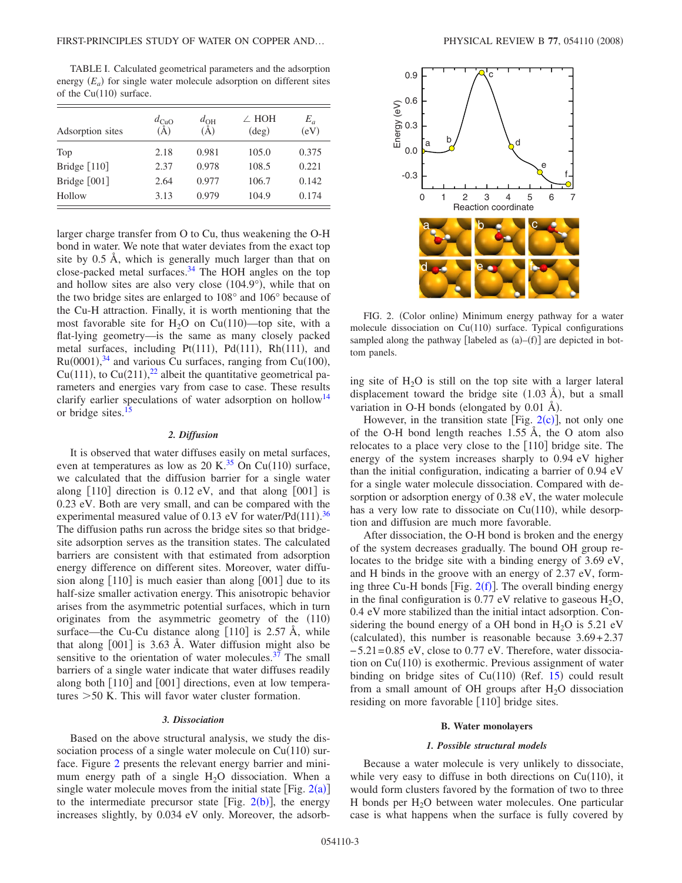TABLE I. Calculated geometrical parameters and the adsorption energy ($E_a$) for single water molecule adsorption on different sites of the Cu(110) surface.

| Adsorption sites | $d_{CuO}$ (Å) | $d_{OH}$ (Å) | ∠ HOH (deg) | $E_a$ (eV) |
|---|---|---|---|---|
| Top | 2.18 | 0.981 | 105.0 | 0.375 |
| Bridge [110] | 2.37 | 0.978 | 108.5 | 0.221 |
| Bridge [001] | 2.64 | 0.977 | 106.7 | 0.142 |
| Hollow | 3.13 | 0.979 | 104.9 | 0.174 |

larger charge transfer from O to Cu, thus weakening the O-H bond in water. We note that water deviates from the exact top site by 0.5 Å, which is generally much larger than that on close-packed metal surfaces.[34] The HOH angles on the top and hollow sites are also very close (104.9°), while that on the two bridge sites are enlarged to 108° and 106° because of the Cu-H attraction. Finally, it is worth mentioning that the most favorable site for $H_2O$ on Cu(110)—top site, with a flat-lying geometry—is the same as many closely packed metal surfaces, including Pt(111), Pd(111), Rh(111), and Ru(0001),[34] and various Cu surfaces, ranging from Cu(100), Cu(111), to Cu(211),[22] albeit the quantitative geometrical parameters and energies vary from case to case. These results clarify earlier speculations of water adsorption on hollow[14] or bridge sites.[15]

#### 2. Diffusion

It is observed that water diffuses easily on metal surfaces, even at temperatures as low as 20 K.[35] On Cu(110) surface, we calculated that the diffusion barrier for a single water along [110] direction is 0.12 eV, and that along [001] is 0.23 eV. Both are very small, and can be compared with the experimental measured value of 0.13 eV for water/Pd(111).[36] The diffusion paths run across the bridge sites so that bridge-site adsorption serves as the transition states. The calculated barriers are consistent with that estimated from adsorption energy difference on different sites. Moreover, water diffusion along [110] is much easier than along [001] due to its half-size smaller activation energy. This anisotropic behavior arises from the asymmetric potential surfaces, which in turn originates from the asymmetric geometry of the (110) surface—the Cu-Cu distance along [110] is 2.57 Å, while that along [001] is 3.63 Å. Water diffusion might also be sensitive to the orientation of water molecules.[37] The small barriers of a single water indicate that water diffuses readily along both [110] and [001] directions, even at low temperatures >50 K. This will favor water cluster formation.

#### 3. Dissociation

Based on the above structural analysis, we study the dissociation process of a single water molecule on Cu(110) surface. Figure 2 presents the relevant energy barrier and minimum energy path of a single $H_2O$ dissociation. When a single water molecule moves from the initial state [Fig. 2(a)] to the intermediate precursor state [Fig. 2(b)], the energy increases slightly, by 0.034 eV only. Moreover, the adsorbing site of $H_2O$ is still on the top site with a larger lateral displacement toward the bridge site (1.03 Å), but a small variation in O-H bonds (elongated by 0.01 Å).

FIG. 2. (Color online) Minimum energy pathway for a water molecule dissociation on Cu(110) surface. Typical configurations sampled along the pathway [labeled as (a)–(f)] are depicted in bottom panels.

However, in the transition state [Fig. 2(c)], not only one of the O-H bond length reaches 1.55 Å, the O atom also relocates to a place very close to the [110] bridge site. The energy of the system increases sharply to 0.94 eV higher than the initial configuration, indicating a barrier of 0.94 eV for a single water molecule dissociation. Compared with desorption or adsorption energy of 0.38 eV, the water molecule has a very low rate to dissociate on Cu(110), while desorption and diffusion are much more favorable.

After dissociation, the O-H bond is broken and the energy of the system decreases gradually. The bound OH group relocates to the bridge site with a binding energy of 3.69 eV, and H binds in the groove with an energy of 2.37 eV, forming three Cu-H bonds [Fig. 2(f)]. The overall binding energy in the final configuration is 0.77 eV relative to gaseous $H_2O$, 0.4 eV more stabilized than the initial intact adsorption. Considering the bound energy of a OH bond in $H_2O$ is 5.21 eV (calculated), this number is reasonable because $3.69+2.37-5.21=0.85$ eV, close to 0.77 eV. Therefore, water dissociation on Cu(110) is exothermic. Previous assignment of water binding on bridge sites of Cu(110) (Ref. 15) could result from a small amount of OH groups after $H_2O$ dissociation residing on more favorable [110] bridge sites.

### B. Water monolayers

#### 1. Possible structural models

Because a water molecule is very unlikely to dissociate, while very easy to diffuse in both directions on Cu(110), it would form clusters favored by the formation of two to three H bonds per $H_2O$ between water molecules. One particular case is what happens when the surface is fully covered by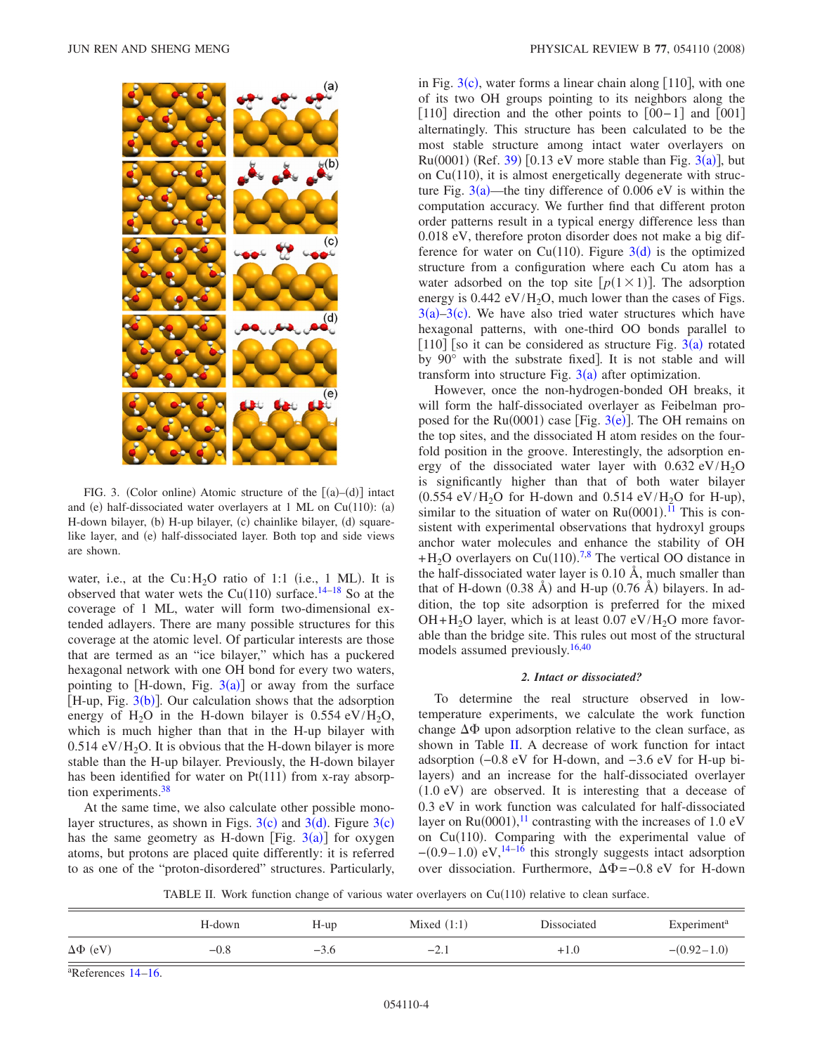FIG. 3. (Color online) Atomic structure of the [(a)–(d)] intact and (e) half-dissociated water overlayers at 1 ML on Cu(110): (a) H-down bilayer, (b) H-up bilayer, (c) chainlike bilayer, (d) squarelike layer, and (e) half-dissociated layer. Both top and side views are shown.

water, i.e., at the Cu:$H_2O$ ratio of 1:1 (i.e., 1 ML). It is observed that water wets the Cu(110) surface.[14–18] So at the coverage of 1 ML, water will form two-dimensional extended adlayers. There are many possible structures for this coverage at the atomic level. Of particular interests are those that are termed as an "ice bilayer," which has a puckered hexagonal network with one OH bond for every two waters, pointing to [H-down, Fig. 3(a)] or away from the surface [H-up, Fig. 3(b)]. Our calculation shows that the adsorption energy of $H_2O$ in the H-down bilayer is 0.554 eV/$H_2O$, which is much higher than that in the H-up bilayer with 0.514 eV/$H_2O$. It is obvious that the H-down bilayer is more stable than the H-up bilayer. Previously, the H-down bilayer has been identified for water on Pt(111) from x-ray absorption experiments.[38]

At the same time, we also calculate other possible monolayer structures, as shown in Figs. 3(c) and 3(d). Figure 3(c) has the same geometry as H-down [Fig. 3(a)] for oxygen atoms, but protons are placed quite differently: it is referred to as one of the "proton-disordered" structures. Particularly, in Fig. 3(c), water forms a linear chain along [110], with one of its two OH groups pointing to its neighbors along the [110] direction and the other points to [00−1] and [001] alternatingly. This structure has been calculated to be the most stable structure among intact water overlayers on Ru(0001) (Ref. 39) [0.13 eV more stable than Fig. 3(a)], but on Cu(110), it is almost energetically degenerate with structure Fig. 3(a)—the tiny difference of 0.006 eV is within the computation accuracy. We further find that different proton order patterns result in a typical energy difference less than 0.018 eV, therefore proton disorder does not make a big difference for water on Cu(110). Figure 3(d) is the optimized structure from a configuration where each Cu atom has a water adsorbed on the top site [$p(1\times1)$]. The adsorption energy is 0.442 eV/$H_2O$, much lower than the cases of Figs. 3(a)–3(c). We have also tried water structures which have hexagonal patterns, with one-third OO bonds parallel to [110] [so it can be considered as structure Fig. 3(a) rotated by 90° with the substrate fixed]. It is not stable and will transform into structure Fig. 3(a) after optimization.

However, once the non-hydrogen-bonded OH breaks, it will form the half-dissociated overlayer as Feibelman proposed for the Ru(0001) case [Fig. 3(e)]. The OH remains on the top sites, and the dissociated H atom resides on the fourfold position in the groove. Interestingly, the adsorption energy of the dissociated water layer with 0.632 eV/$H_2O$ is significantly higher than that of both water bilayer (0.554 eV/$H_2O$ for H-down and 0.514 eV/$H_2O$ for H-up), similar to the situation of water on Ru(0001).[11] This is consistent with experimental observations that hydroxyl groups anchor water molecules and enhance the stability of OH +$H_2O$ overlayers on Cu(110).[7,8] The vertical OO distance in the half-dissociated water layer is 0.10 Å, much smaller than that of H-down (0.38 Å) and H-up (0.76 Å) bilayers. In addition, the top site adsorption is preferred for the mixed OH+$H_2O$ layer, which is at least 0.07 eV/$H_2O$ more favorable than the bridge site. This rules out most of the structural models assumed previously.[16,40]

#### *2. Intact or dissociated?*

To determine the real structure observed in low-temperature experiments, we calculate the work function change $\Delta\Phi$ upon adsorption relative to the clean surface, as shown in Table II. A decrease of work function for intact adsorption (−0.8 eV for H-down, and −3.6 eV for H-up bilayers) and an increase for the half-dissociated overlayer (1.0 eV) are observed. It is interesting that a decrease of 0.3 eV in work function was calculated for half-dissociated layer on Ru(0001),[11] contrasting with the increases of 1.0 eV on Cu(110). Comparing with the experimental value of −(0.9–1.0) eV,[14–16] this strongly suggests intact adsorption over dissociation. Furthermore, $\Delta\Phi$=−0.8 eV for H-down

TABLE II. Work function change of various water overlayers on Cu(110) relative to clean surface.

| | H-down | H-up | Mixed (1:1) | Dissociated | Experiment[a] |
|---|---|---|---|---|---|
| $\Delta\Phi$ (eV) | −0.8 | −3.6 | −2.1 | +1.0 | −(0.92–1.0) |

[a]References 14–16.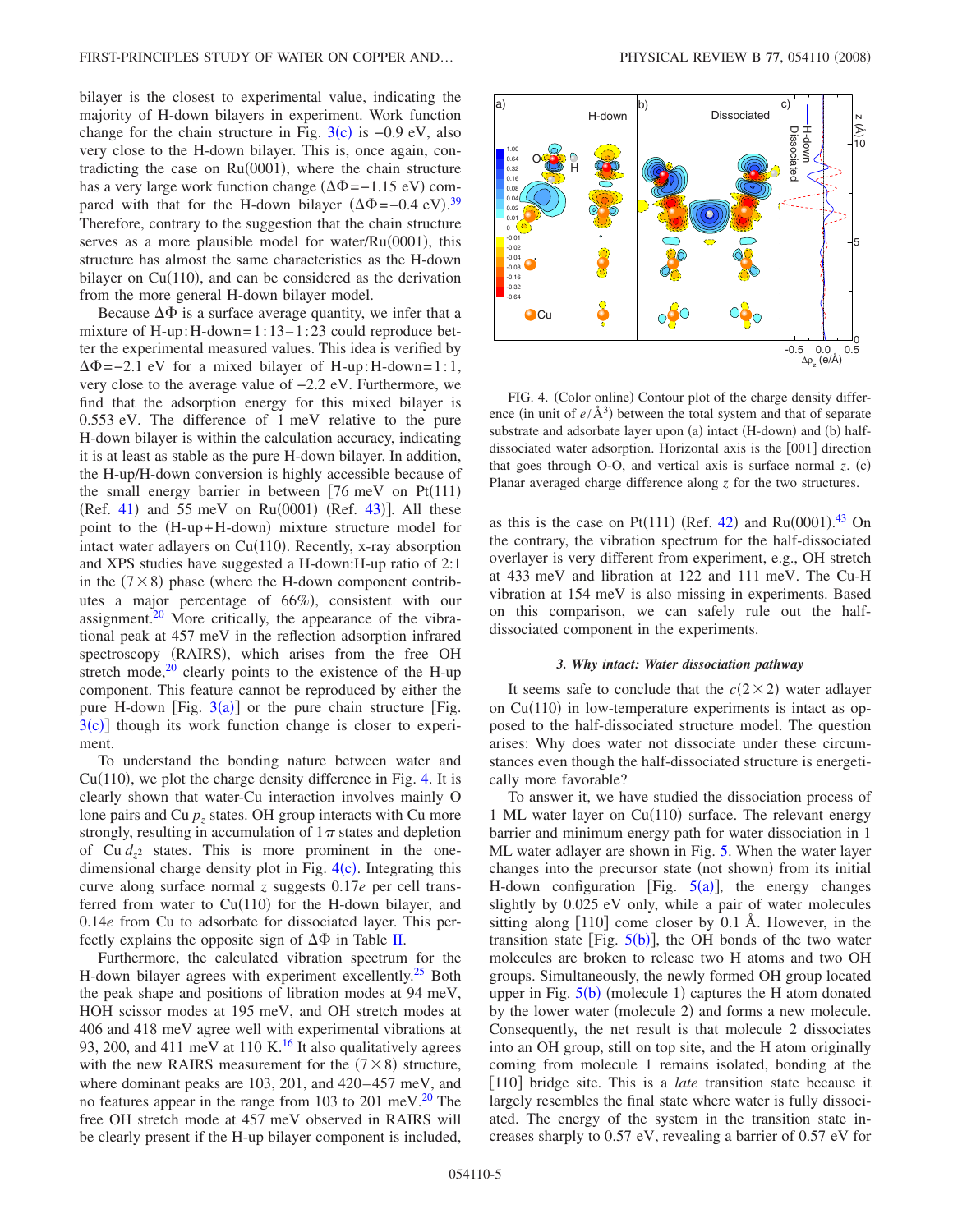bilayer is the closest to experimental value, indicating the majority of H-down bilayers in experiment. Work function change for the chain structure in Fig. 3(c) is −0.9 eV, also very close to the H-down bilayer. This is, once again, contradicting the case on Ru(0001), where the chain structure has a very large work function change ($\Delta\Phi = -1.15$ eV) compared with that for the H-down bilayer ($\Delta\Phi = -0.4$ eV).[39] Therefore, contrary to the suggestion that the chain structure serves as a more plausible model for water/Ru(0001), this structure has almost the same characteristics as the H-down bilayer on Cu(110), and can be considered as the derivation from the more general H-down bilayer model.

Because $\Delta\Phi$ is a surface average quantity, we infer that a mixture of H-up:H-down=1:13–1:23 could reproduce better the experimental measured values. This idea is verified by $\Delta\Phi = -2.1$ eV for a mixed bilayer of H-up:H-down=1:1, very close to the average value of −2.2 eV. Furthermore, we find that the adsorption energy for this mixed bilayer is 0.553 eV. The difference of 1 meV relative to the pure H-down bilayer is within the calculation accuracy, indicating it is at least as stable as the pure H-down bilayer. In addition, the H-up/H-down conversion is highly accessible because of the small energy barrier in between [76 meV on Pt(111) (Ref. 41) and 55 meV on Ru(0001) (Ref. 43)]. All these point to the (H-up+H-down) mixture structure model for intact water adlayers on Cu(110). Recently, x-ray absorption and XPS studies have suggested a H-down:H-up ratio of 2:1 in the $(7\times 8)$ phase (where the H-down component contributes a major percentage of 66%), consistent with our assignment.[20] More critically, the appearance of the vibrational peak at 457 meV in the reflection adsorption infrared spectroscopy (RAIRS), which arises from the free OH stretch mode,[20] clearly points to the existence of the H-up component. This feature cannot be reproduced by either the pure H-down [Fig. 3(a)] or the pure chain structure [Fig. 3(c)] though its work function change is closer to experiment.

To understand the bonding nature between water and Cu(110), we plot the charge density difference in Fig. 4. It is clearly shown that water-Cu interaction involves mainly O lone pairs and Cu $p_z$ states. OH group interacts with Cu more strongly, resulting in accumulation of $1\pi$ states and depletion of Cu $d_{z^2}$ states. This is more prominent in the one-dimensional charge density plot in Fig. 4(c). Integrating this curve along surface normal $z$ suggests $0.17e$ per cell transferred from water to Cu(110) for the H-down bilayer, and $0.14e$ from Cu to adsorbate for dissociated layer. This perfectly explains the opposite sign of $\Delta\Phi$ in Table II.

Furthermore, the calculated vibration spectrum for the H-down bilayer agrees with experiment excellently.[25] Both the peak shape and positions of libration modes at 94 meV, HOH scissor modes at 195 meV, and OH stretch modes at 406 and 418 meV agree well with experimental vibrations at 93, 200, and 411 meV at 110 K.[16] It also qualitatively agrees with the new RAIRS measurement for the $(7\times 8)$ structure, where dominant peaks are 103, 201, and 420–457 meV, and no features appear in the range from 103 to 201 meV.[20] The free OH stretch mode at 457 meV observed in RAIRS will be clearly present if the H-up bilayer component is included, as this is the case on Pt(111) (Ref. 42) and Ru(0001).[43] On the contrary, the vibration spectrum for the half-dissociated overlayer is very different from experiment, e.g., OH stretch at 433 meV and libration at 122 and 111 meV. The Cu-H vibration at 154 meV is also missing in experiments. Based on this comparison, we can safely rule out the half-dissociated component in the experiments.

FIG. 4. (Color online) Contour plot of the charge density difference (in unit of $e/\text{Å}^3$) between the total system and that of separate substrate and adsorbate layer upon (a) intact (H-down) and (b) half-dissociated water adsorption. Horizontal axis is the [001] direction that goes through O-O, and vertical axis is surface normal $z$. (c) Planar averaged charge difference along $z$ for the two structures.

### 3. Why intact: Water dissociation pathway

It seems safe to conclude that the $c(2\times 2)$ water adlayer on Cu(110) in low-temperature experiments is intact as opposed to the half-dissociated structure model. The question arises: Why does water not dissociate under these circumstances even though the half-dissociated structure is energetically more favorable?

To answer it, we have studied the dissociation process of 1 ML water layer on Cu(110) surface. The relevant energy barrier and minimum energy path for water dissociation in 1 ML water adlayer are shown in Fig. 5. When the water layer changes into the precursor state (not shown) from its initial H-down configuration [Fig. 5(a)], the energy changes slightly by 0.025 eV only, while a pair of water molecules sitting along [110] come closer by 0.1 Å. However, in the transition state [Fig. 5(b)], the OH bonds of the two water molecules are broken to release two H atoms and two OH groups. Simultaneously, the newly formed OH group located upper in Fig. 5(b) (molecule 1) captures the H atom donated by the lower water (molecule 2) and forms a new molecule. Consequently, the net result is that molecule 2 dissociates into an OH group, still on top site, and the H atom originally coming from molecule 1 remains isolated, bonding at the [110] bridge site. This is a *late* transition state because it largely resembles the final state where water is fully dissociated. The energy of the system in the transition state increases sharply to 0.57 eV, revealing a barrier of 0.57 eV for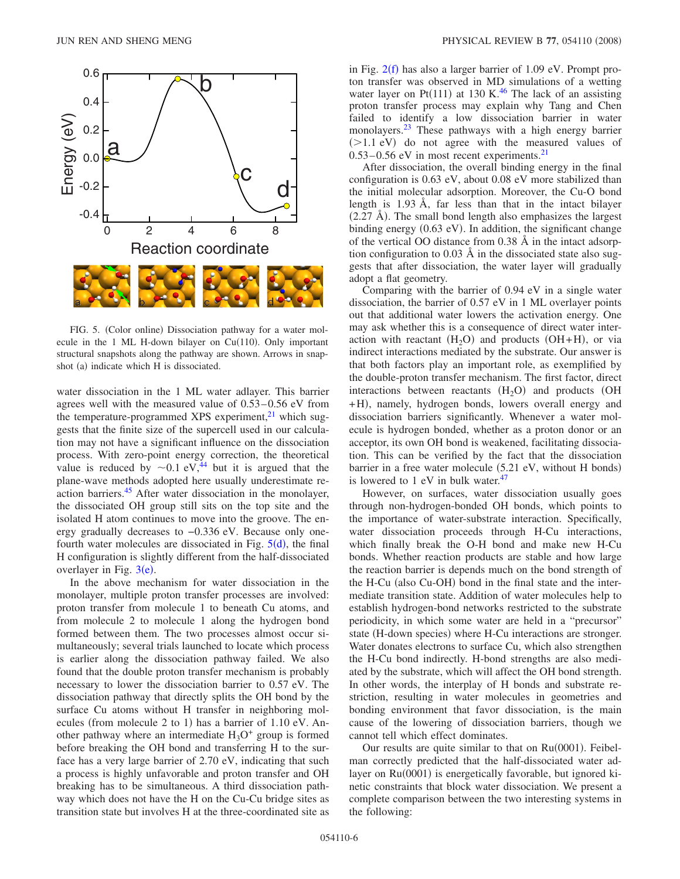FIG. 5. (Color online) Dissociation pathway for a water molecule in the 1 ML H-down bilayer on Cu(110). Only important structural snapshots along the pathway are shown. Arrows in snapshot (a) indicate which H is dissociated.

water dissociation in the 1 ML water adlayer. This barrier agrees well with the measured value of 0.53–0.56 eV from the temperature-programmed XPS experiment,[21] which suggests that the finite size of the supercell used in our calculation may not have a significant influence on the dissociation process. With zero-point energy correction, the theoretical value is reduced by ~0.1 eV,[44] but it is argued that the plane-wave methods adopted here usually underestimate reaction barriers.[45] After water dissociation in the monolayer, the dissociated OH group still sits on the top site and the isolated H atom continues to move into the groove. The energy gradually decreases to −0.336 eV. Because only one-fourth water molecules are dissociated in Fig. 5(d), the final H configuration is slightly different from the half-dissociated overlayer in Fig. 3(e).

In the above mechanism for water dissociation in the monolayer, multiple proton transfer processes are involved: proton transfer from molecule 1 to beneath Cu atoms, and from molecule 2 to molecule 1 along the hydrogen bond formed between them. The two processes almost occur simultaneously; several trials launched to locate which process is earlier along the dissociation pathway failed. We also found that the double proton transfer mechanism is probably necessary to lower the dissociation barrier to 0.57 eV. The dissociation pathway that directly splits the OH bond by the surface Cu atoms without H transfer in neighboring molecules (from molecule 2 to 1) has a barrier of 1.10 eV. Another pathway where an intermediate $H_3O^+$ group is formed before breaking the OH bond and transferring H to the surface has a very large barrier of 2.70 eV, indicating that such a process is highly unfavorable and proton transfer and OH breaking has to be simultaneous. A third dissociation pathway which does not have the H on the Cu-Cu bridge sites as transition state but involves H at the three-coordinated site as in Fig. 2(f) has also a larger barrier of 1.09 eV. Prompt proton transfer was observed in MD simulations of a wetting water layer on Pt(111) at 130 K.[46] The lack of an assisting proton transfer process may explain why Tang and Chen failed to identify a low dissociation barrier in water monolayers.[23] These pathways with a high energy barrier (>1.1 eV) do not agree with the measured values of 0.53–0.56 eV in most recent experiments.[21]

After dissociation, the overall binding energy in the final configuration is 0.63 eV, about 0.08 eV more stabilized than the initial molecular adsorption. Moreover, the Cu-O bond length is 1.93 Å, far less than that in the intact bilayer (2.27 Å). The small bond length also emphasizes the largest binding energy (0.63 eV). In addition, the significant change of the vertical OO distance from 0.38 Å in the intact adsorption configuration to 0.03 Å in the dissociated state also suggests that after dissociation, the water layer will gradually adopt a flat geometry.

Comparing with the barrier of 0.94 eV in a single water dissociation, the barrier of 0.57 eV in 1 ML overlayer points out that additional water lowers the activation energy. One may ask whether this is a consequence of direct water interaction with reactant ($H_2O$) and products (OH+H), or via indirect interactions mediated by the substrate. Our answer is that both factors play an important role, as exemplified by the double-proton transfer mechanism. The first factor, direct interactions between reactants ($H_2O$) and products (OH +H), namely, hydrogen bonds, lowers overall energy and dissociation barriers significantly. Whenever a water molecule is hydrogen bonded, whether as a proton donor or an acceptor, its own OH bond is weakened, facilitating dissociation. This can be verified by the fact that the dissociation barrier in a free water molecule (5.21 eV, without H bonds) is lowered to 1 eV in bulk water.[47]

However, on surfaces, water dissociation usually goes through non-hydrogen-bonded OH bonds, which points to the importance of water-substrate interaction. Specifically, water dissociation proceeds through H-Cu interactions, which finally break the O-H bond and make new H-Cu bonds. Whether reaction products are stable and how large the reaction barrier is depends much on the bond strength of the H-Cu (also Cu-OH) bond in the final state and the intermediate transition state. Addition of water molecules help to establish hydrogen-bond networks restricted to the substrate periodicity, in which some water are held in a "precursor" state (H-down species) where H-Cu interactions are stronger. Water donates electrons to surface Cu, which also strengthen the H-Cu bond indirectly. H-bond strengths are also mediated by the substrate, which will affect the OH bond strength. In other words, the interplay of H bonds and substrate restriction, resulting in water molecules in geometries and bonding environment that favor dissociation, is the main cause of the lowering of dissociation barriers, though we cannot tell which effect dominates.

Our results are quite similar to that on Ru(0001). Feibelman correctly predicted that the half-dissociated water adlayer on Ru(0001) is energetically favorable, but ignored kinetic constraints that block water dissociation. We present a complete comparison between the two interesting systems in the following: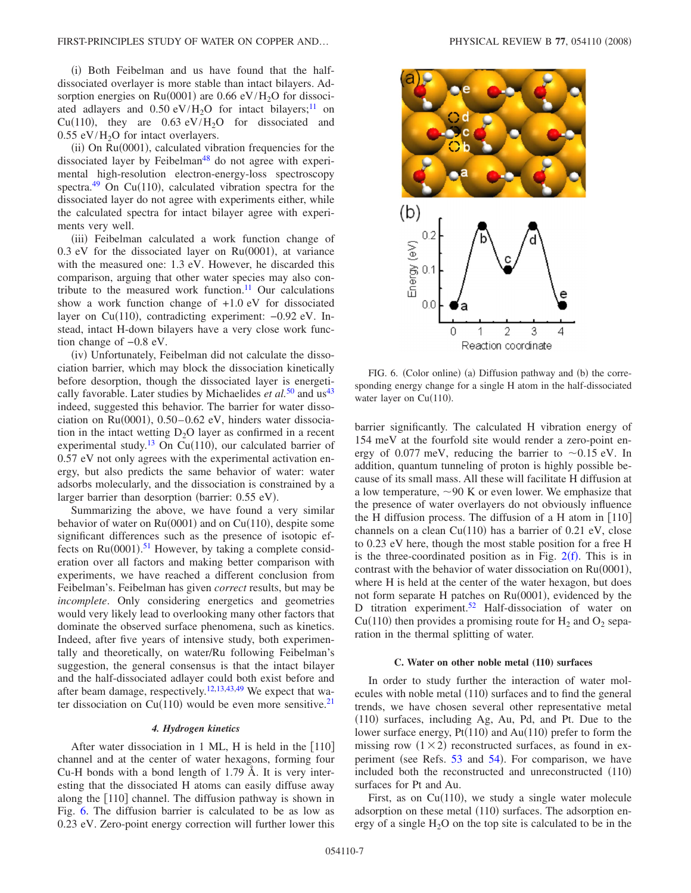(i) Both Feibelman and us have found that the half-dissociated overlayer is more stable than intact bilayers. Adsorption energies on Ru(0001) are 0.66 eV/$H_2O$ for dissociated adlayers and 0.50 eV/$H_2O$ for intact bilayers;[11] on Cu(110), they are 0.63 eV/$H_2O$ for dissociated and 0.55 eV/$H_2O$ for intact overlayers.

(ii) On Ru(0001), calculated vibration frequencies for the dissociated layer by Feibelman[48] do not agree with experimental high-resolution electron-energy-loss spectroscopy spectra.[49] On Cu(110), calculated vibration spectra for the dissociated layer do not agree with experiments either, while the calculated spectra for intact bilayer agree with experiments very well.

(iii) Feibelman calculated a work function change of 0.3 eV for the dissociated layer on Ru(0001), at variance with the measured one: 1.3 eV. However, he discarded this comparison, arguing that other water species may also contribute to the measured work function.[11] Our calculations show a work function change of +1.0 eV for dissociated layer on Cu(110), contradicting experiment: −0.92 eV. Instead, intact H-down bilayers have a very close work function change of −0.8 eV.

(iv) Unfortunately, Feibelman did not calculate the dissociation barrier, which may block the dissociation kinetically before desorption, though the dissociated layer is energetically favorable. Later studies by Michaelides *et al.*[50] and us[43] indeed, suggested this behavior. The barrier for water dissociation on Ru(0001), 0.50–0.62 eV, hinders water dissociation in the intact wetting $D_2O$ layer as confirmed in a recent experimental study.[13] On Cu(110), our calculated barrier of 0.57 eV not only agrees with the experimental activation energy, but also predicts the same behavior of water: water adsorbs molecularly, and the dissociation is constrained by a larger barrier than desorption (barrier: 0.55 eV).

Summarizing the above, we have found a very similar behavior of water on Ru(0001) and on Cu(110), despite some significant differences such as the presence of isotopic effects on Ru(0001).[51] However, by taking a complete consideration over all factors and making better comparison with experiments, we have reached a different conclusion from Feibelman's. Feibelman has given *correct* results, but may be *incomplete*. Only considering energetics and geometries would very likely lead to overlooking many other factors that dominate the observed surface phenomena, such as kinetics. Indeed, after five years of intensive study, both experimentally and theoretically, on water/Ru following Feibelman's suggestion, the general consensus is that the intact bilayer and the half-dissociated adlayer could both exist before and after beam damage, respectively.[12,13,43,49] We expect that water dissociation on Cu(110) would be even more sensitive.[21]

#### 4. Hydrogen kinetics

After water dissociation in 1 ML, H is held in the [110] channel and at the center of water hexagons, forming four Cu-H bonds with a bond length of 1.79 Å. It is very interesting that the dissociated H atoms can easily diffuse away along the [110] channel. The diffusion pathway is shown in Fig. 6. The diffusion barrier is calculated to be as low as 0.23 eV. Zero-point energy correction will further lower this barrier significantly. The calculated H vibration energy of 154 meV at the fourfold site would render a zero-point energy of 0.077 meV, reducing the barrier to ~0.15 eV. In addition, quantum tunneling of proton is highly possible because of its small mass. All these will facilitate H diffusion at a low temperature, ~90 K or even lower. We emphasize that the presence of water overlayers do not obviously influence the H diffusion process. The diffusion of a H atom in [110] channels on a clean Cu(110) has a barrier of 0.21 eV, close to 0.23 eV here, though the most stable position for a free H is the three-coordinated position as in Fig. 2(f). This is in contrast with the behavior of water dissociation on Ru(0001), where H is held at the center of the water hexagon, but does not form separate H patches on Ru(0001), evidenced by the D titration experiment.[52] Half-dissociation of water on Cu(110) then provides a promising route for $H_2$ and $O_2$ separation in the thermal splitting of water.

FIG. 6. (Color online) (a) Diffusion pathway and (b) the corresponding energy change for a single H atom in the half-dissociated water layer on Cu(110).

### C. Water on other noble metal (110) surfaces

In order to study further the interaction of water molecules with noble metal (110) surfaces and to find the general trends, we have chosen several other representative metal (110) surfaces, including Ag, Au, Pd, and Pt. Due to the lower surface energy, Pt(110) and Au(110) prefer to form the missing row (1×2) reconstructed surfaces, as found in experiment (see Refs. 53 and 54). For comparison, we have included both the reconstructed and unreconstructed (110) surfaces for Pt and Au.

First, as on Cu(110), we study a single water molecule adsorption on these metal (110) surfaces. The adsorption energy of a single $H_2O$ on the top site is calculated to be in the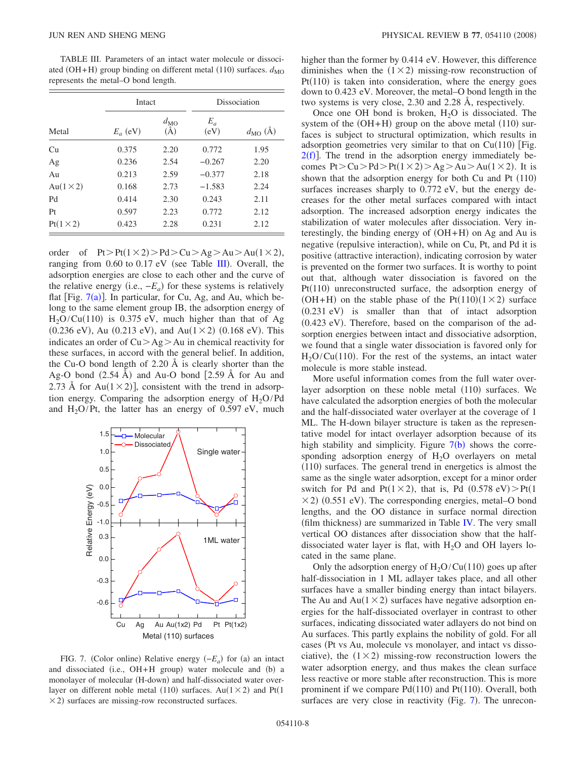TABLE III. Parameters of an intact water molecule or dissociated (OH+H) group binding on different metal (110) surfaces. $d_{MO}$ represents the metal–O bond length.

| | Intact | | Dissociation | |
|---|---|---|---|---|
| Metal | $E_a$ (eV) | $d_{MO}$ (Å) | $E_a$ (eV) | $d_{MO}$ (Å) |
| Cu | 0.375 | 2.20 | 0.772 | 1.95 |
| Ag | 0.236 | 2.54 | −0.267 | 2.20 |
| Au | 0.213 | 2.59 | −0.377 | 2.18 |
| Au(1×2) | 0.168 | 2.73 | −1.583 | 2.24 |
| Pd | 0.414 | 2.30 | 0.243 | 2.11 |
| Pt | 0.597 | 2.23 | 0.772 | 2.12 |
| Pt(1×2) | 0.423 | 2.28 | 0.231 | 2.12 |

order of Pt>Pt(1×2)>Pd>Cu>Ag>Au>Au(1×2), ranging from 0.60 to 0.17 eV (see Table III). Overall, the adsorption energies are close to each other and the curve of the relative energy (i.e., $-E_a$) for these systems is relatively flat [Fig. 7(a)]. In particular, for Cu, Ag, and Au, which belong to the same element group IB, the adsorption energy of $H_2O$/Cu(110) is 0.375 eV, much higher than that of Ag (0.236 eV), Au (0.213 eV), and Au(1×2) (0.168 eV). This indicates an order of Cu>Ag>Au in chemical reactivity for these surfaces, in accord with the general belief. In addition, the Cu-O bond length of 2.20 Å is clearly shorter than the Ag-O bond (2.54 Å) and Au-O bond [2.59 Å for Au and 2.73 Å for Au(1×2)], consistent with the trend in adsorption energy. Comparing the adsorption energy of $H_2O$/Pd and $H_2O$/Pt, the latter has an energy of 0.597 eV, much higher than the former by 0.414 eV. However, this difference diminishes when the (1×2) missing-row reconstruction of Pt(110) is taken into consideration, where the energy goes down to 0.423 eV. Moreover, the metal–O bond length in the two systems is very close, 2.30 and 2.28 Å, respectively.

FIG. 7. (Color online) Relative energy ($-E_a$) for (a) an intact and dissociated (i.e., OH+H group) water molecule and (b) a monolayer of molecular (H-down) and half-dissociated water overlayer on different noble metal (110) surfaces. Au(1×2) and Pt(1×2) surfaces are missing-row reconstructed surfaces.

Once one OH bond is broken, $H_2O$ is dissociated. The system of the (OH+H) group on the above metal (110) surfaces is subject to structural optimization, which results in adsorption geometries very similar to that on Cu(110) [Fig. 2(f)]. The trend in the adsorption energy immediately becomes Pt>Cu>Pd>Pt(1×2)>Ag>Au>Au(1×2). It is shown that the adsorption energy for both Cu and Pt (110) surfaces increases sharply to 0.772 eV, but the energy decreases for the other metal surfaces compared with intact adsorption. The increased adsorption energy indicates the stabilization of water molecules after dissociation. Very interestingly, the binding energy of (OH+H) on Ag and Au is negative (repulsive interaction), while on Cu, Pt, and Pd it is positive (attractive interaction), indicating corrosion by water is prevented on the former two surfaces. It is worthy to point out that, although water dissociation is favored on the Pt(110) unreconstructed surface, the adsorption energy of (OH+H) on the stable phase of the Pt(110)(1×2) surface (0.231 eV) is smaller than that of intact adsorption (0.423 eV). Therefore, based on the comparison of the adsorption energies between intact and dissociative adsorption, we found that a single water dissociation is favored only for $H_2O$/Cu(110). For the rest of the systems, an intact water molecule is more stable instead.

More useful information comes from the full water overlayer adsorption on these noble metal (110) surfaces. We have calculated the adsorption energies of both the molecular and the half-dissociated water overlayer at the coverage of 1 ML. The H-down bilayer structure is taken as the representative model for intact overlayer adsorption because of its high stability and simplicity. Figure 7(b) shows the corresponding adsorption energy of $H_2O$ overlayers on metal (110) surfaces. The general trend in energetics is almost the same as the single water adsorption, except for a minor order switch for Pd and Pt(1×2), that is, Pd (0.578 eV)>Pt(1×2) (0.551 eV). The corresponding energies, metal–O bond lengths, and the OO distance in surface normal direction (film thickness) are summarized in Table IV. The very small vertical OO distances after dissociation show that the half-dissociated water layer is flat, with $H_2O$ and OH layers located in the same plane.

Only the adsorption energy of $H_2O$/Cu(110) goes up after half-dissociation in 1 ML adlayer takes place, and all other surfaces have a smaller binding energy than intact bilayers. The Au and Au(1×2) surfaces have negative adsorption energies for the half-dissociated overlayer in contrast to other surfaces, indicating dissociated water adlayers do not bind on Au surfaces. This partly explains the nobility of gold. For all cases (Pt vs Au, molecule vs monolayer, and intact vs dissociative), the (1×2) missing-row reconstruction lowers the water adsorption energy, and thus makes the clean surface less reactive or more stable after reconstruction. This is more prominent if we compare Pd(110) and Pt(110). Overall, both surfaces are very close in reactivity (Fig. 7). The unrecon-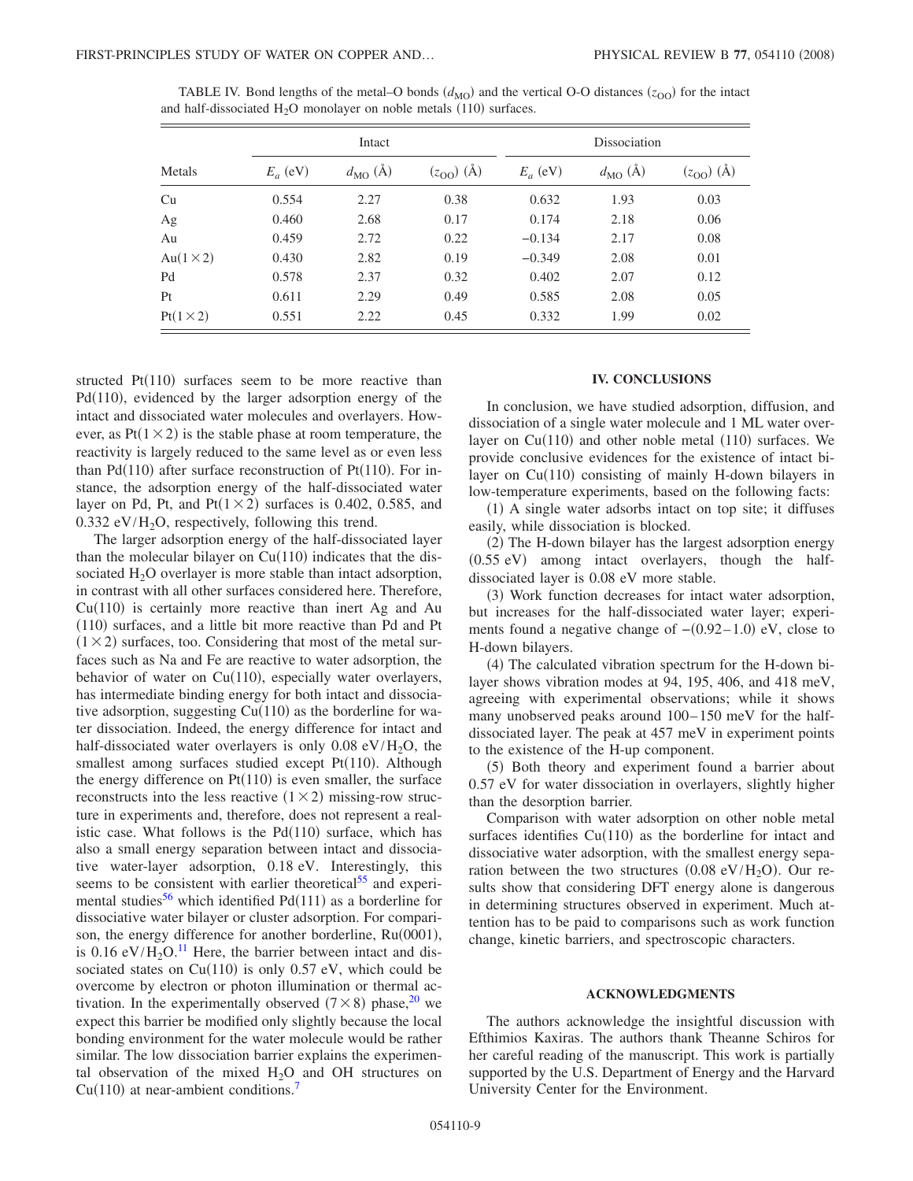TABLE IV. Bond lengths of the metal–O bonds ($d_{MO}$) and the vertical O-O distances ($z_{OO}$) for the intact and half-dissociated $H_2O$ monolayer on noble metals (110) surfaces.

| Metals | Intact | | | Dissociation | | |
|---|---|---|---|---|---|---|
| | $E_a$ (eV) | $d_{MO}$ (Å) | ($z_{OO}$) (Å) | $E_a$ (eV) | $d_{MO}$ (Å) | ($z_{OO}$) (Å) |
| Cu | 0.554 | 2.27 | 0.38 | 0.632 | 1.93 | 0.03 |
| Ag | 0.460 | 2.68 | 0.17 | 0.174 | 2.18 | 0.06 |
| Au | 0.459 | 2.72 | 0.22 | −0.134 | 2.17 | 0.08 |
| Au(1×2) | 0.430 | 2.82 | 0.19 | −0.349 | 2.08 | 0.01 |
| Pd | 0.578 | 2.37 | 0.32 | 0.402 | 2.07 | 0.12 |
| Pt | 0.611 | 2.29 | 0.49 | 0.585 | 2.08 | 0.05 |
| Pt(1×2) | 0.551 | 2.22 | 0.45 | 0.332 | 1.99 | 0.02 |

structed Pt(110) surfaces seem to be more reactive than Pd(110), evidenced by the larger adsorption energy of the intact and dissociated water molecules and overlayers. However, as Pt(1×2) is the stable phase at room temperature, the reactivity is largely reduced to the same level as or even less than Pd(110) after surface reconstruction of Pt(110). For instance, the adsorption energy of the half-dissociated water layer on Pd, Pt, and Pt(1×2) surfaces is 0.402, 0.585, and 0.332 eV/$H_2O$, respectively, following this trend.

The larger adsorption energy of the half-dissociated layer than the molecular bilayer on Cu(110) indicates that the dissociated $H_2O$ overlayer is more stable than intact adsorption, in contrast with all other surfaces considered here. Therefore, Cu(110) is certainly more reactive than inert Ag and Au (110) surfaces, and a little bit more reactive than Pd and Pt (1×2) surfaces, too. Considering that most of the metal surfaces such as Na and Fe are reactive to water adsorption, the behavior of water on Cu(110), especially water overlayers, has intermediate binding energy for both intact and dissociative adsorption, suggesting Cu(110) as the borderline for water dissociation. Indeed, the energy difference for intact and half-dissociated water overlayers is only 0.08 eV/$H_2O$, the smallest among surfaces studied except Pt(110). Although the energy difference on Pt(110) is even smaller, the surface reconstructs into the less reactive (1×2) missing-row structure in experiments and, therefore, does not represent a realistic case. What follows is the Pd(110) surface, which has also a small energy separation between intact and dissociative water-layer adsorption, 0.18 eV. Interestingly, this seems to be consistent with earlier theoretical[55] and experimental studies[56] which identified Pd(111) as a borderline for dissociative water bilayer or cluster adsorption. For comparison, the energy difference for another borderline, Ru(0001), is 0.16 eV/$H_2O$.[11] Here, the barrier between intact and dissociated states on Cu(110) is only 0.57 eV, which could be overcome by electron or photon illumination or thermal activation. In the experimentally observed (7×8) phase,[20] we expect this barrier be modified only slightly because the local bonding environment for the water molecule would be rather similar. The low dissociation barrier explains the experimental observation of the mixed $H_2O$ and OH structures on Cu(110) at near-ambient conditions.[7]

## IV. CONCLUSIONS

In conclusion, we have studied adsorption, diffusion, and dissociation of a single water molecule and 1 ML water overlayer on Cu(110) and other noble metal (110) surfaces. We provide conclusive evidences for the existence of intact bilayer on Cu(110) consisting of mainly H-down bilayers in low-temperature experiments, based on the following facts:

(1) A single water adsorbs intact on top site; it diffuses easily, while dissociation is blocked.

(2) The H-down bilayer has the largest adsorption energy (0.55 eV) among intact overlayers, though the half-dissociated layer is 0.08 eV more stable.

(3) Work function decreases for intact water adsorption, but increases for the half-dissociated water layer; experiments found a negative change of −(0.92–1.0) eV, close to H-down bilayers.

(4) The calculated vibration spectrum for the H-down bilayer shows vibration modes at 94, 195, 406, and 418 meV, agreeing with experimental observations; while it shows many unobserved peaks around 100–150 meV for the half-dissociated layer. The peak at 457 meV in experiment points to the existence of the H-up component.

(5) Both theory and experiment found a barrier about 0.57 eV for water dissociation in overlayers, slightly higher than the desorption barrier.

Comparison with water adsorption on other noble metal surfaces identifies Cu(110) as the borderline for intact and dissociative water adsorption, with the smallest energy separation between the two structures (0.08 eV/$H_2O$). Our results show that considering DFT energy alone is dangerous in determining structures observed in experiment. Much attention has to be paid to comparisons such as work function change, kinetic barriers, and spectroscopic characters.

## ACKNOWLEDGMENTS

The authors acknowledge the insightful discussion with Efthimios Kaxiras. The authors thank Theanne Schiros for her careful reading of the manuscript. This work is partially supported by the U.S. Department of Energy and the Harvard University Center for the Environment.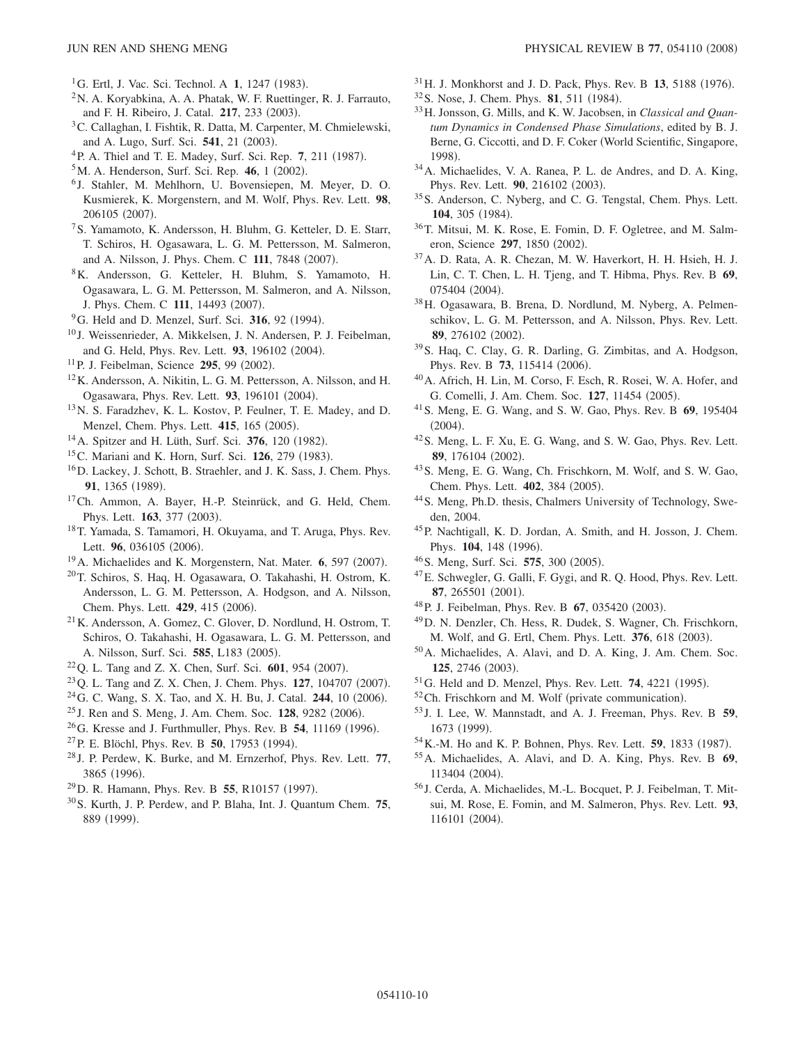[1] G. Ertl, J. Vac. Sci. Technol. A **1**, 1247 (1983).

[2] N. A. Koryabkina, A. A. Phatak, W. F. Ruettinger, R. J. Farrauto, and F. H. Ribeiro, J. Catal. **217**, 233 (2003).

[3] C. Callaghan, I. Fishtik, R. Datta, M. Carpenter, M. Chmielewski, and A. Lugo, Surf. Sci. **541**, 21 (2003).

[4] P. A. Thiel and T. E. Madey, Surf. Sci. Rep. **7**, 211 (1987).

[5] M. A. Henderson, Surf. Sci. Rep. **46**, 1 (2002).

[6] J. Stahler, M. Mehlhorn, U. Bovensiepen, M. Meyer, D. O. Kusmierek, K. Morgenstern, and M. Wolf, Phys. Rev. Lett. **98**, 206105 (2007).

[7] S. Yamamoto, K. Andersson, H. Bluhm, G. Ketteler, D. E. Starr, T. Schiros, H. Ogasawara, L. G. M. Pettersson, M. Salmeron, and A. Nilsson, J. Phys. Chem. C **111**, 7848 (2007).

[8] K. Andersson, G. Ketteler, H. Bluhm, S. Yamamoto, H. Ogasawara, L. G. M. Pettersson, M. Salmeron, and A. Nilsson, J. Phys. Chem. C **111**, 14493 (2007).

[9] G. Held and D. Menzel, Surf. Sci. **316**, 92 (1994).

[10] J. Weissenrieder, A. Mikkelsen, J. N. Andersen, P. J. Feibelman, and G. Held, Phys. Rev. Lett. **93**, 196102 (2004).

[11] P. J. Feibelman, Science **295**, 99 (2002).

[12] K. Andersson, A. Nikitin, L. G. M. Pettersson, A. Nilsson, and H. Ogasawara, Phys. Rev. Lett. **93**, 196101 (2004).

[13] N. S. Faradzhev, K. L. Kostov, P. Feulner, T. E. Madey, and D. Menzel, Chem. Phys. Lett. **415**, 165 (2005).

[14] A. Spitzer and H. Lüth, Surf. Sci. **376**, 120 (1982).

[15] C. Mariani and K. Horn, Surf. Sci. **126**, 279 (1983).

[16] D. Lackey, J. Schott, B. Straehler, and J. K. Sass, J. Chem. Phys. **91**, 1365 (1989).

[17] Ch. Ammon, A. Bayer, H.-P. Steinrück, and G. Held, Chem. Phys. Lett. **163**, 377 (2003).

[18] T. Yamada, S. Tamamori, H. Okuyama, and T. Aruga, Phys. Rev. Lett. **96**, 036105 (2006).

[19] A. Michaelides and K. Morgenstern, Nat. Mater. **6**, 597 (2007).

[20] T. Schiros, S. Haq, H. Ogasawara, O. Takahashi, H. Ostrom, K. Andersson, L. G. M. Pettersson, A. Hodgson, and A. Nilsson, Chem. Phys. Lett. **429**, 415 (2006).

[21] K. Andersson, A. Gomez, C. Glover, D. Nordlund, H. Ostrom, T. Schiros, O. Takahashi, H. Ogasawara, L. G. M. Pettersson, and A. Nilsson, Surf. Sci. **585**, L183 (2005).

[22] Q. L. Tang and Z. X. Chen, Surf. Sci. **601**, 954 (2007).

[23] Q. L. Tang and Z. X. Chen, J. Chem. Phys. **127**, 104707 (2007).

[24] G. C. Wang, S. X. Tao, and X. H. Bu, J. Catal. **244**, 10 (2006).

[25] J. Ren and S. Meng, J. Am. Chem. Soc. **128**, 9282 (2006).

[26] G. Kresse and J. Furthmuller, Phys. Rev. B **54**, 11169 (1996).

[27] P. E. Blöchl, Phys. Rev. B **50**, 17953 (1994).

[28] J. P. Perdew, K. Burke, and M. Ernzerhof, Phys. Rev. Lett. **77**, 3865 (1996).

[29] D. R. Hamann, Phys. Rev. B **55**, R10157 (1997).

[30] S. Kurth, J. P. Perdew, and P. Blaha, Int. J. Quantum Chem. **75**, 889 (1999).

[31] H. J. Monkhorst and J. D. Pack, Phys. Rev. B **13**, 5188 (1976).

[32] S. Nose, J. Chem. Phys. **81**, 511 (1984).

[33] H. Jonsson, G. Mills, and K. W. Jacobsen, in *Classical and Quantum Dynamics in Condensed Phase Simulations*, edited by B. J. Berne, G. Ciccotti, and D. F. Coker (World Scientific, Singapore, 1998).

[34] A. Michaelides, V. A. Ranea, P. L. de Andres, and D. A. King, Phys. Rev. Lett. **90**, 216102 (2003).

[35] S. Anderson, C. Nyberg, and C. G. Tengstal, Chem. Phys. Lett. **104**, 305 (1984).

[36] T. Mitsui, M. K. Rose, E. Fomin, D. F. Ogletree, and M. Salmeron, Science **297**, 1850 (2002).

[37] A. D. Rata, A. R. Chezan, M. W. Haverkort, H. H. Hsieh, H. J. Lin, C. T. Chen, L. H. Tjeng, and T. Hibma, Phys. Rev. B **69**, 075404 (2004).

[38] H. Ogasawara, B. Brena, D. Nordlund, M. Nyberg, A. Pelmenschikov, L. G. M. Pettersson, and A. Nilsson, Phys. Rev. Lett. **89**, 276102 (2002).

[39] S. Haq, C. Clay, G. R. Darling, G. Zimbitas, and A. Hodgson, Phys. Rev. B **73**, 115414 (2006).

[40] A. Africh, H. Lin, M. Corso, F. Esch, R. Rosei, W. A. Hofer, and G. Comelli, J. Am. Chem. Soc. **127**, 11454 (2005).

[41] S. Meng, E. G. Wang, and S. W. Gao, Phys. Rev. B **69**, 195404 (2004).

[42] S. Meng, L. F. Xu, E. G. Wang, and S. W. Gao, Phys. Rev. Lett. **89**, 176104 (2002).

[43] S. Meng, E. G. Wang, Ch. Frischkorn, M. Wolf, and S. W. Gao, Chem. Phys. Lett. **402**, 384 (2005).

[44] S. Meng, Ph.D. thesis, Chalmers University of Technology, Sweden, 2004.

[45] P. Nachtigall, K. D. Jordan, A. Smith, and H. Josson, J. Chem. Phys. **104**, 148 (1996).

[46] S. Meng, Surf. Sci. **575**, 300 (2005).

[47] E. Schwegler, G. Galli, F. Gygi, and R. Q. Hood, Phys. Rev. Lett. **87**, 265501 (2001).

[48] P. J. Feibelman, Phys. Rev. B **67**, 035420 (2003).

[49] D. N. Denzler, Ch. Hess, R. Dudek, S. Wagner, Ch. Frischkorn, M. Wolf, and G. Ertl, Chem. Phys. Lett. **376**, 618 (2003).

[50] A. Michaelides, A. Alavi, and D. A. King, J. Am. Chem. Soc. **125**, 2746 (2003).

[51] G. Held and D. Menzel, Phys. Rev. Lett. **74**, 4221 (1995).

[52] Ch. Frischkorn and M. Wolf (private communication).

[53] J. I. Lee, W. Mannstadt, and A. J. Freeman, Phys. Rev. B **59**, 1673 (1999).

[54] K.-M. Ho and K. P. Bohnen, Phys. Rev. Lett. **59**, 1833 (1987).

[55] A. Michaelides, A. Alavi, and D. A. King, Phys. Rev. B **69**, 113404 (2004).

[56] J. Cerda, A. Michaelides, M.-L. Bocquet, P. J. Feibelman, T. Mitsui, M. Rose, E. Fomin, and M. Salmeron, Phys. Rev. Lett. **93**, 116101 (2004).